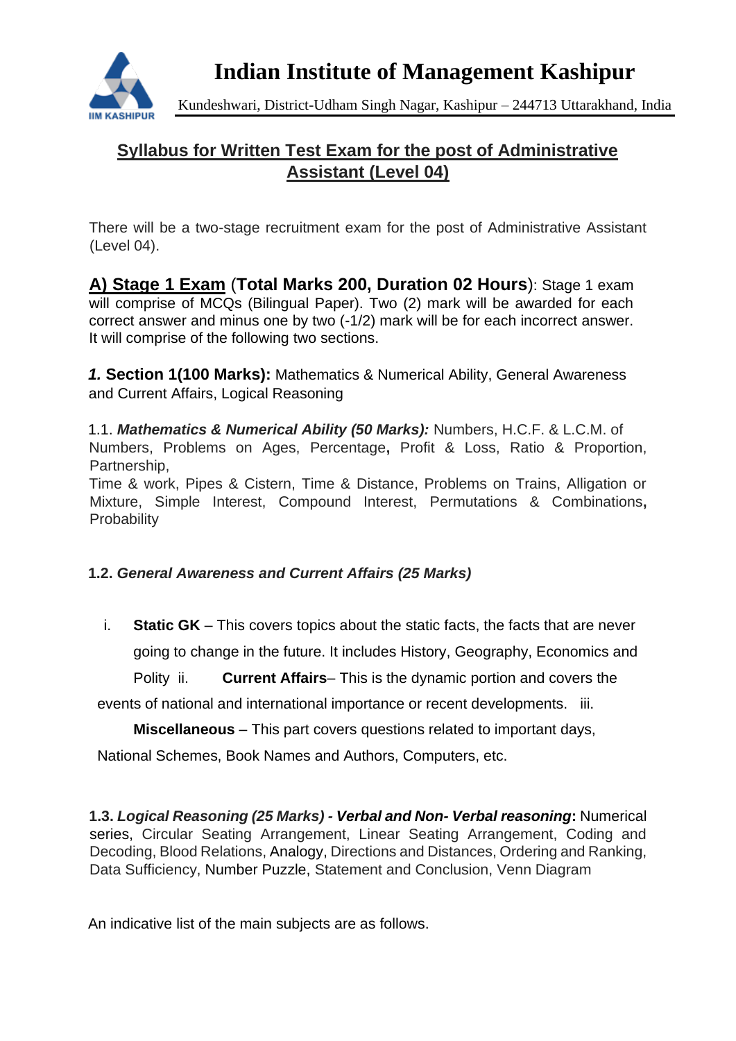# Indian Institute of Management Kashipur

Kundeshwari, District-Udham Singh Nagar, Kashipur – 244713 Uttarakhand, India

## Syllabus for Written Test Exam for the post of Administrative Assistant (Level 04)

There will be a two-stage recruitment exam for the post of Administrative Assistant (Level 04).

**A) Stage 1 Exam** (**Total Marks 200, Duration 02 Hours**): Stage 1 exam will comprise of MCQs (Bilingual Paper). Two (2) mark will be awarded for each correct answer and minus one by two (-1/2) mark will be for each incorrect answer. It will comprise of the following two sections.

***1.*** **Section 1(100 Marks):** Mathematics & Numerical Ability, General Awareness and Current Affairs, Logical Reasoning

1.1. ***Mathematics & Numerical Ability (50 Marks):*** Numbers, H.C.F. & L.C.M. of Numbers, Problems on Ages, Percentage**,** Profit & Loss, Ratio & Proportion, Partnership,
Time & work, Pipes & Cistern, Time & Distance, Problems on Trains, Alligation or Mixture, Simple Interest, Compound Interest, Permutations & Combinations**,** Probability

**1.2.** ***General Awareness and Current Affairs (25 Marks)***

i. **Static GK** – This covers topics about the static facts, the facts that are never going to change in the future. It includes History, Geography, Economics and Polity

ii. **Current Affairs**– This is the dynamic portion and covers the events of national and international importance or recent developments.

iii. **Miscellaneous** – This part covers questions related to important days, National Schemes, Book Names and Authors, Computers, etc.

**1.3.** ***Logical Reasoning (25 Marks) - Verbal and Non- Verbal reasoning*****:** Numerical series, Circular Seating Arrangement, Linear Seating Arrangement, Coding and Decoding, Blood Relations, Analogy, Directions and Distances, Ordering and Ranking, Data Sufficiency, Number Puzzle, Statement and Conclusion, Venn Diagram

An indicative list of the main subjects are as follows.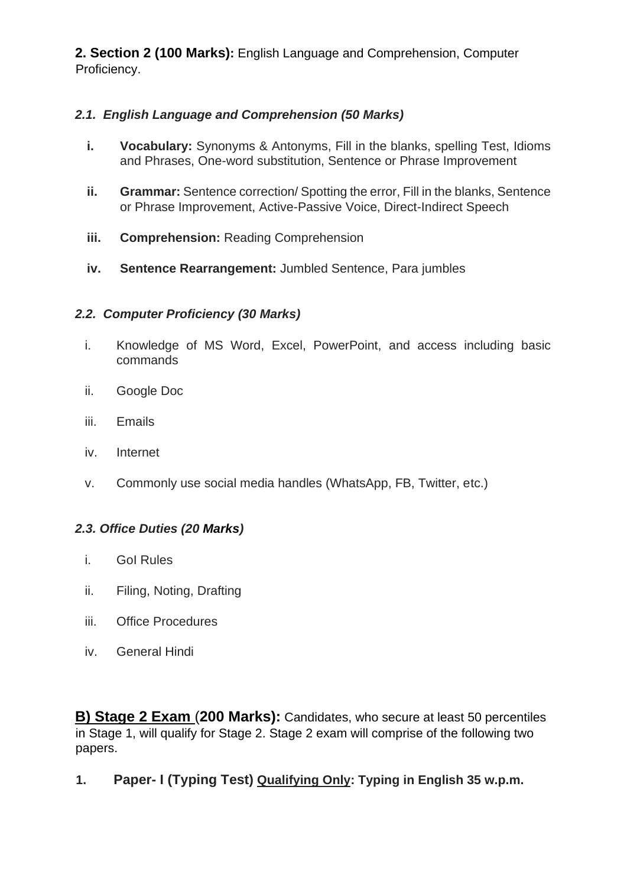**2. Section 2 (100 Marks):** English Language and Comprehension, Computer Proficiency.

### *2.1. English Language and Comprehension (50 Marks)*

- **i. Vocabulary:** Synonyms & Antonyms, Fill in the blanks, spelling Test, Idioms and Phrases, One-word substitution, Sentence or Phrase Improvement
- **ii. Grammar:** Sentence correction/ Spotting the error, Fill in the blanks, Sentence or Phrase Improvement, Active-Passive Voice, Direct-Indirect Speech
- **iii. Comprehension:** Reading Comprehension
- **iv. Sentence Rearrangement:** Jumbled Sentence, Para jumbles

### *2.2. Computer Proficiency (30 Marks)*

- i. Knowledge of MS Word, Excel, PowerPoint, and access including basic commands
- ii. Google Doc
- iii. Emails
- iv. Internet
- v. Commonly use social media handles (WhatsApp, FB, Twitter, etc.)

### *2.3. Office Duties (20 Marks)*

- i. GoI Rules
- ii. Filing, Noting, Drafting
- iii. Office Procedures
- iv. General Hindi

**<u>B) Stage 2 Exam</u> (200 Marks):** Candidates, who secure at least 50 percentiles in Stage 1, will qualify for Stage 2. Stage 2 exam will comprise of the following two papers.

**1. Paper- I (Typing Test) <u>Qualifying Only</u>: Typing in English 35 w.p.m.**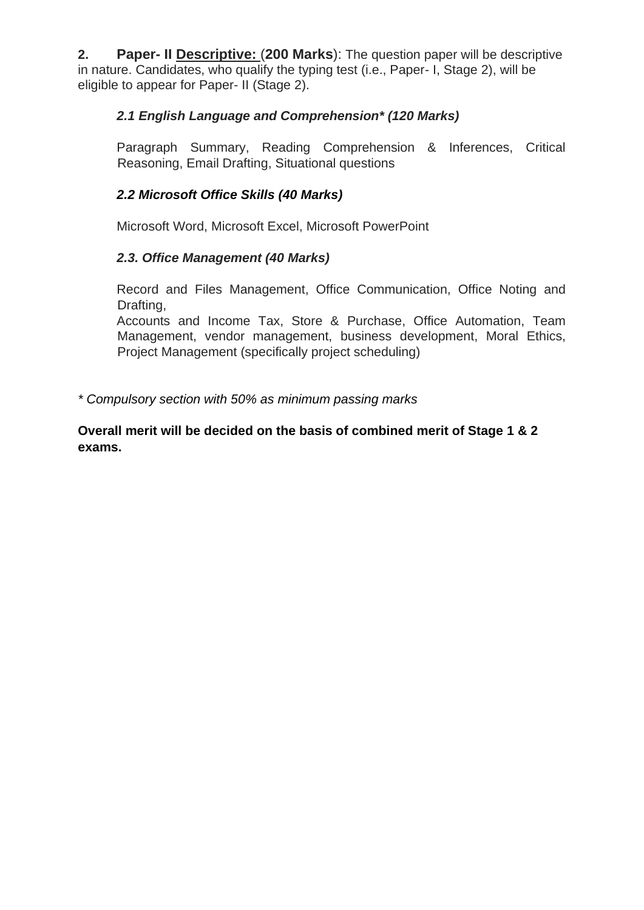**2. Paper- II Descriptive: (200 Marks)**: The question paper will be descriptive in nature. Candidates, who qualify the typing test (i.e., Paper- I, Stage 2), will be eligible to appear for Paper- II (Stage 2).

***2.1 English Language and Comprehension* (120 Marks)***

Paragraph Summary, Reading Comprehension & Inferences, Critical Reasoning, Email Drafting, Situational questions

***2.2 Microsoft Office Skills (40 Marks)***

Microsoft Word, Microsoft Excel, Microsoft PowerPoint

***2.3. Office Management (40 Marks)***

Record and Files Management, Office Communication, Office Noting and Drafting,
Accounts and Income Tax, Store & Purchase, Office Automation, Team Management, vendor management, business development, Moral Ethics, Project Management (specifically project scheduling)

*\* Compulsory section with 50% as minimum passing marks*

**Overall merit will be decided on the basis of combined merit of Stage 1 & 2 exams.**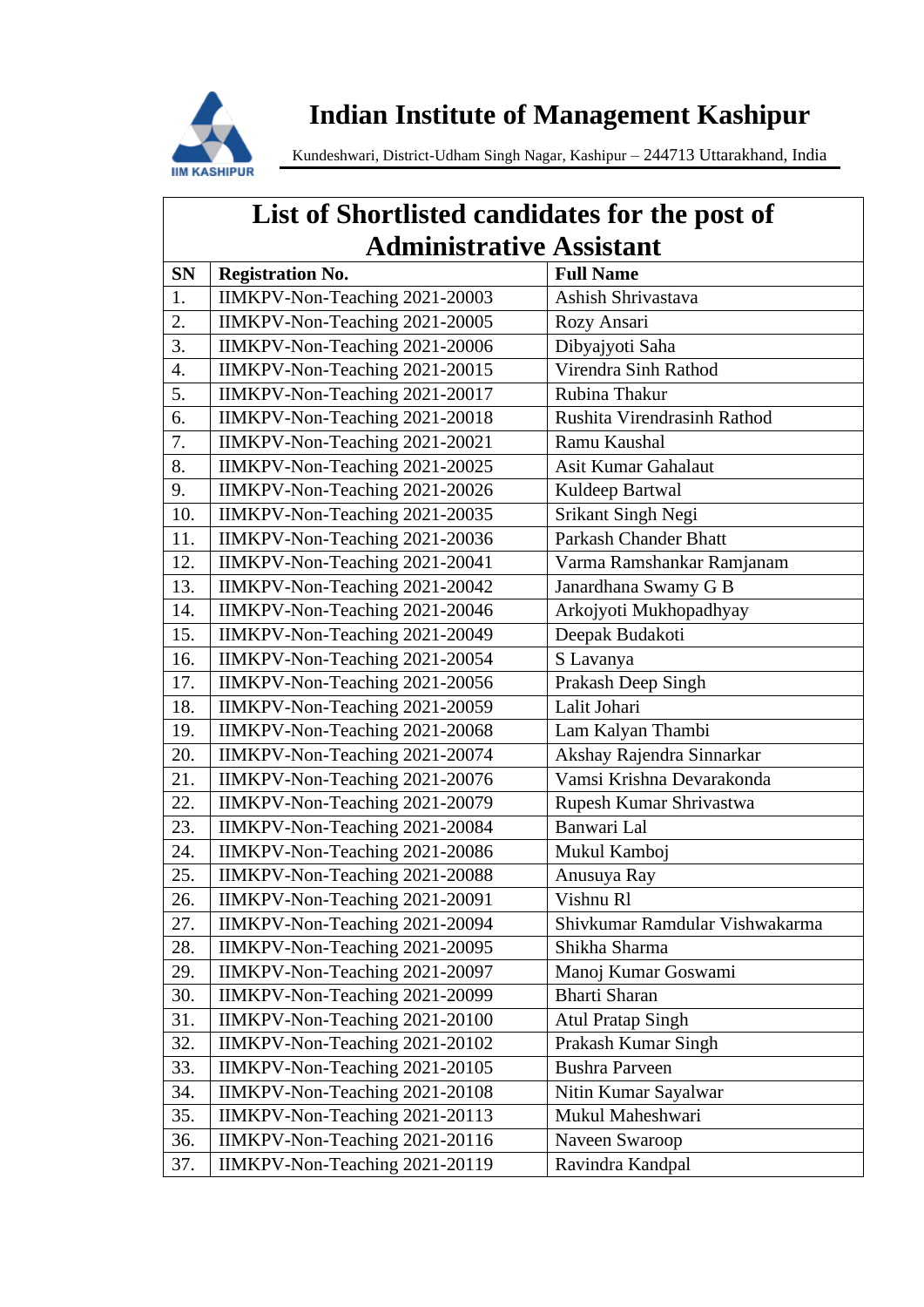# Indian Institute of Management Kashipur

Kundeshwari, District-Udham Singh Nagar, Kashipur – 244713 Uttarakhand, India

## List of Shortlisted candidates for the post of Administrative Assistant

| SN | Registration No. | Full Name |
|---|---|---|
| 1. | IIMKPV-Non-Teaching 2021-20003 | Ashish Shrivastava |
| 2. | IIMKPV-Non-Teaching 2021-20005 | Rozy Ansari |
| 3. | IIMKPV-Non-Teaching 2021-20006 | Dibyajyoti Saha |
| 4. | IIMKPV-Non-Teaching 2021-20015 | Virendra Sinh Rathod |
| 5. | IIMKPV-Non-Teaching 2021-20017 | Rubina Thakur |
| 6. | IIMKPV-Non-Teaching 2021-20018 | Rushita Virendrasinh Rathod |
| 7. | IIMKPV-Non-Teaching 2021-20021 | Ramu Kaushal |
| 8. | IIMKPV-Non-Teaching 2021-20025 | Asit Kumar Gahalaut |
| 9. | IIMKPV-Non-Teaching 2021-20026 | Kuldeep Bartwal |
| 10. | IIMKPV-Non-Teaching 2021-20035 | Srikant Singh Negi |
| 11. | IIMKPV-Non-Teaching 2021-20036 | Parkash Chander Bhatt |
| 12. | IIMKPV-Non-Teaching 2021-20041 | Varma Ramshankar Ramjanam |
| 13. | IIMKPV-Non-Teaching 2021-20042 | Janardhana Swamy G B |
| 14. | IIMKPV-Non-Teaching 2021-20046 | Arkojyoti Mukhopadhyay |
| 15. | IIMKPV-Non-Teaching 2021-20049 | Deepak Budakoti |
| 16. | IIMKPV-Non-Teaching 2021-20054 | S Lavanya |
| 17. | IIMKPV-Non-Teaching 2021-20056 | Prakash Deep Singh |
| 18. | IIMKPV-Non-Teaching 2021-20059 | Lalit Johari |
| 19. | IIMKPV-Non-Teaching 2021-20068 | Lam Kalyan Thambi |
| 20. | IIMKPV-Non-Teaching 2021-20074 | Akshay Rajendra Sinnarkar |
| 21. | IIMKPV-Non-Teaching 2021-20076 | Vamsi Krishna Devarakonda |
| 22. | IIMKPV-Non-Teaching 2021-20079 | Rupesh Kumar Shrivastwa |
| 23. | IIMKPV-Non-Teaching 2021-20084 | Banwari Lal |
| 24. | IIMKPV-Non-Teaching 2021-20086 | Mukul Kamboj |
| 25. | IIMKPV-Non-Teaching 2021-20088 | Anusuya Ray |
| 26. | IIMKPV-Non-Teaching 2021-20091 | Vishnu Rl |
| 27. | IIMKPV-Non-Teaching 2021-20094 | Shivkumar Ramdular Vishwakarma |
| 28. | IIMKPV-Non-Teaching 2021-20095 | Shikha Sharma |
| 29. | IIMKPV-Non-Teaching 2021-20097 | Manoj Kumar Goswami |
| 30. | IIMKPV-Non-Teaching 2021-20099 | Bharti Sharan |
| 31. | IIMKPV-Non-Teaching 2021-20100 | Atul Pratap Singh |
| 32. | IIMKPV-Non-Teaching 2021-20102 | Prakash Kumar Singh |
| 33. | IIMKPV-Non-Teaching 2021-20105 | Bushra Parveen |
| 34. | IIMKPV-Non-Teaching 2021-20108 | Nitin Kumar Sayalwar |
| 35. | IIMKPV-Non-Teaching 2021-20113 | Mukul Maheshwari |
| 36. | IIMKPV-Non-Teaching 2021-20116 | Naveen Swaroop |
| 37. | IIMKPV-Non-Teaching 2021-20119 | Ravindra Kandpal |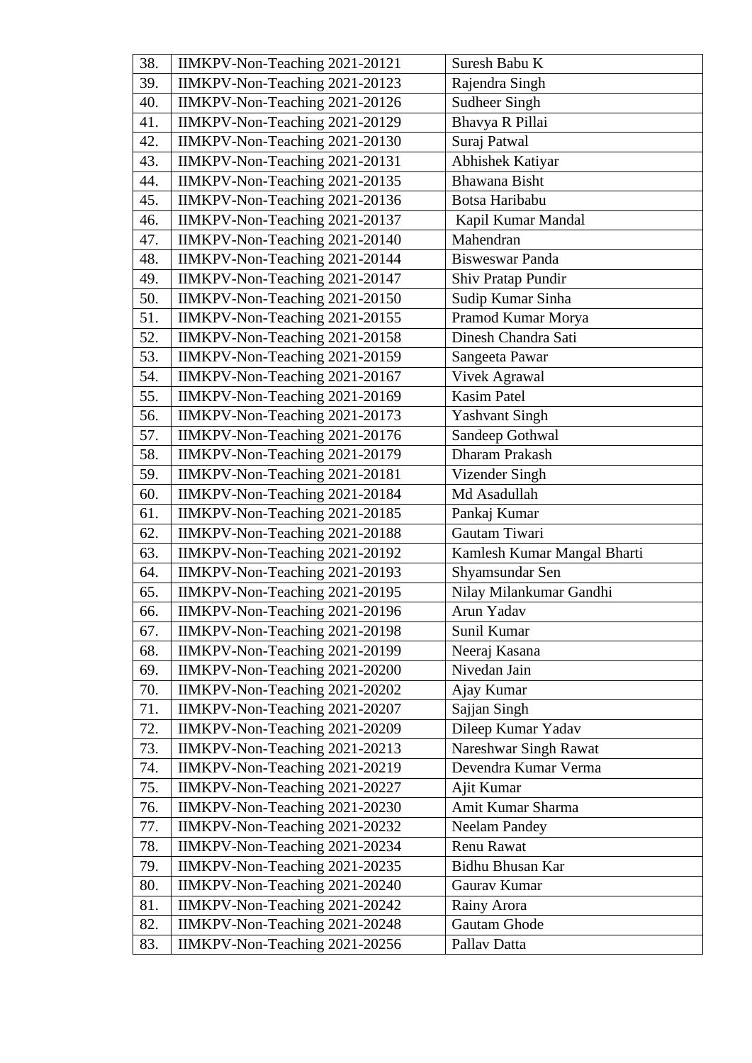| | | |
|---|---|---|
| 38. | IIMKPV-Non-Teaching 2021-20121 | Suresh Babu K |
| 39. | IIMKPV-Non-Teaching 2021-20123 | Rajendra Singh |
| 40. | IIMKPV-Non-Teaching 2021-20126 | Sudheer Singh |
| 41. | IIMKPV-Non-Teaching 2021-20129 | Bhavya R Pillai |
| 42. | IIMKPV-Non-Teaching 2021-20130 | Suraj Patwal |
| 43. | IIMKPV-Non-Teaching 2021-20131 | Abhishek Katiyar |
| 44. | IIMKPV-Non-Teaching 2021-20135 | Bhawana Bisht |
| 45. | IIMKPV-Non-Teaching 2021-20136 | Botsa Haribabu |
| 46. | IIMKPV-Non-Teaching 2021-20137 | Kapil Kumar Mandal |
| 47. | IIMKPV-Non-Teaching 2021-20140 | Mahendran |
| 48. | IIMKPV-Non-Teaching 2021-20144 | Bisweswar Panda |
| 49. | IIMKPV-Non-Teaching 2021-20147 | Shiv Pratap Pundir |
| 50. | IIMKPV-Non-Teaching 2021-20150 | Sudip Kumar Sinha |
| 51. | IIMKPV-Non-Teaching 2021-20155 | Pramod Kumar Morya |
| 52. | IIMKPV-Non-Teaching 2021-20158 | Dinesh Chandra Sati |
| 53. | IIMKPV-Non-Teaching 2021-20159 | Sangeeta Pawar |
| 54. | IIMKPV-Non-Teaching 2021-20167 | Vivek Agrawal |
| 55. | IIMKPV-Non-Teaching 2021-20169 | Kasim Patel |
| 56. | IIMKPV-Non-Teaching 2021-20173 | Yashvant Singh |
| 57. | IIMKPV-Non-Teaching 2021-20176 | Sandeep Gothwal |
| 58. | IIMKPV-Non-Teaching 2021-20179 | Dharam Prakash |
| 59. | IIMKPV-Non-Teaching 2021-20181 | Vizender Singh |
| 60. | IIMKPV-Non-Teaching 2021-20184 | Md Asadullah |
| 61. | IIMKPV-Non-Teaching 2021-20185 | Pankaj Kumar |
| 62. | IIMKPV-Non-Teaching 2021-20188 | Gautam Tiwari |
| 63. | IIMKPV-Non-Teaching 2021-20192 | Kamlesh Kumar Mangal Bharti |
| 64. | IIMKPV-Non-Teaching 2021-20193 | Shyamsundar Sen |
| 65. | IIMKPV-Non-Teaching 2021-20195 | Nilay Milankumar Gandhi |
| 66. | IIMKPV-Non-Teaching 2021-20196 | Arun Yadav |
| 67. | IIMKPV-Non-Teaching 2021-20198 | Sunil Kumar |
| 68. | IIMKPV-Non-Teaching 2021-20199 | Neeraj Kasana |
| 69. | IIMKPV-Non-Teaching 2021-20200 | Nivedan Jain |
| 70. | IIMKPV-Non-Teaching 2021-20202 | Ajay Kumar |
| 71. | IIMKPV-Non-Teaching 2021-20207 | Sajjan Singh |
| 72. | IIMKPV-Non-Teaching 2021-20209 | Dileep Kumar Yadav |
| 73. | IIMKPV-Non-Teaching 2021-20213 | Nareshwar Singh Rawat |
| 74. | IIMKPV-Non-Teaching 2021-20219 | Devendra Kumar Verma |
| 75. | IIMKPV-Non-Teaching 2021-20227 | Ajit Kumar |
| 76. | IIMKPV-Non-Teaching 2021-20230 | Amit Kumar Sharma |
| 77. | IIMKPV-Non-Teaching 2021-20232 | Neelam Pandey |
| 78. | IIMKPV-Non-Teaching 2021-20234 | Renu Rawat |
| 79. | IIMKPV-Non-Teaching 2021-20235 | Bidhu Bhusan Kar |
| 80. | IIMKPV-Non-Teaching 2021-20240 | Gaurav Kumar |
| 81. | IIMKPV-Non-Teaching 2021-20242 | Rainy Arora |
| 82. | IIMKPV-Non-Teaching 2021-20248 | Gautam Ghode |
| 83. | IIMKPV-Non-Teaching 2021-20256 | Pallav Datta |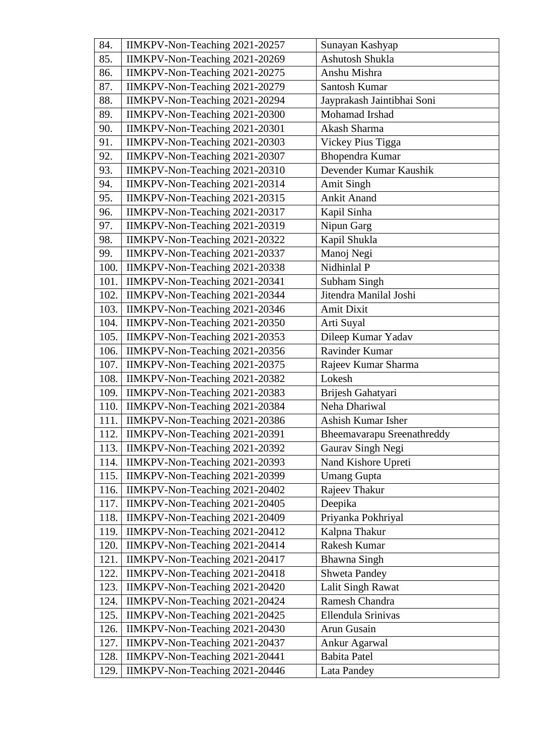| | | |
|---|---|---|
| 84. | IIMKPV-Non-Teaching 2021-20257 | Sunayan Kashyap |
| 85. | IIMKPV-Non-Teaching 2021-20269 | Ashutosh Shukla |
| 86. | IIMKPV-Non-Teaching 2021-20275 | Anshu Mishra |
| 87. | IIMKPV-Non-Teaching 2021-20279 | Santosh Kumar |
| 88. | IIMKPV-Non-Teaching 2021-20294 | Jayprakash Jaintibhai Soni |
| 89. | IIMKPV-Non-Teaching 2021-20300 | Mohamad Irshad |
| 90. | IIMKPV-Non-Teaching 2021-20301 | Akash Sharma |
| 91. | IIMKPV-Non-Teaching 2021-20303 | Vickey Pius Tigga |
| 92. | IIMKPV-Non-Teaching 2021-20307 | Bhopendra Kumar |
| 93. | IIMKPV-Non-Teaching 2021-20310 | Devender Kumar Kaushik |
| 94. | IIMKPV-Non-Teaching 2021-20314 | Amit Singh |
| 95. | IIMKPV-Non-Teaching 2021-20315 | Ankit Anand |
| 96. | IIMKPV-Non-Teaching 2021-20317 | Kapil Sinha |
| 97. | IIMKPV-Non-Teaching 2021-20319 | Nipun Garg |
| 98. | IIMKPV-Non-Teaching 2021-20322 | Kapil Shukla |
| 99. | IIMKPV-Non-Teaching 2021-20337 | Manoj Negi |
| 100. | IIMKPV-Non-Teaching 2021-20338 | Nidhinlal P |
| 101. | IIMKPV-Non-Teaching 2021-20341 | Subham Singh |
| 102. | IIMKPV-Non-Teaching 2021-20344 | Jitendra Manilal Joshi |
| 103. | IIMKPV-Non-Teaching 2021-20346 | Amit Dixit |
| 104. | IIMKPV-Non-Teaching 2021-20350 | Arti Suyal |
| 105. | IIMKPV-Non-Teaching 2021-20353 | Dileep Kumar Yadav |
| 106. | IIMKPV-Non-Teaching 2021-20356 | Ravinder Kumar |
| 107. | IIMKPV-Non-Teaching 2021-20375 | Rajeev Kumar Sharma |
| 108. | IIMKPV-Non-Teaching 2021-20382 | Lokesh |
| 109. | IIMKPV-Non-Teaching 2021-20383 | Brijesh Gahatyari |
| 110. | IIMKPV-Non-Teaching 2021-20384 | Neha Dhariwal |
| 111. | IIMKPV-Non-Teaching 2021-20386 | Ashish Kumar Isher |
| 112. | IIMKPV-Non-Teaching 2021-20391 | Bheemavarapu Sreenathreddy |
| 113. | IIMKPV-Non-Teaching 2021-20392 | Gaurav Singh Negi |
| 114. | IIMKPV-Non-Teaching 2021-20393 | Nand Kishore Upreti |
| 115. | IIMKPV-Non-Teaching 2021-20399 | Umang Gupta |
| 116. | IIMKPV-Non-Teaching 2021-20402 | Rajeev Thakur |
| 117. | IIMKPV-Non-Teaching 2021-20405 | Deepika |
| 118. | IIMKPV-Non-Teaching 2021-20409 | Priyanka Pokhriyal |
| 119. | IIMKPV-Non-Teaching 2021-20412 | Kalpna Thakur |
| 120. | IIMKPV-Non-Teaching 2021-20414 | Rakesh Kumar |
| 121. | IIMKPV-Non-Teaching 2021-20417 | Bhawna Singh |
| 122. | IIMKPV-Non-Teaching 2021-20418 | Shweta Pandey |
| 123. | IIMKPV-Non-Teaching 2021-20420 | Lalit Singh Rawat |
| 124. | IIMKPV-Non-Teaching 2021-20424 | Ramesh Chandra |
| 125. | IIMKPV-Non-Teaching 2021-20425 | Ellendula Srinivas |
| 126. | IIMKPV-Non-Teaching 2021-20430 | Arun Gusain |
| 127. | IIMKPV-Non-Teaching 2021-20437 | Ankur Agarwal |
| 128. | IIMKPV-Non-Teaching 2021-20441 | Babita Patel |
| 129. | IIMKPV-Non-Teaching 2021-20446 | Lata Pandey |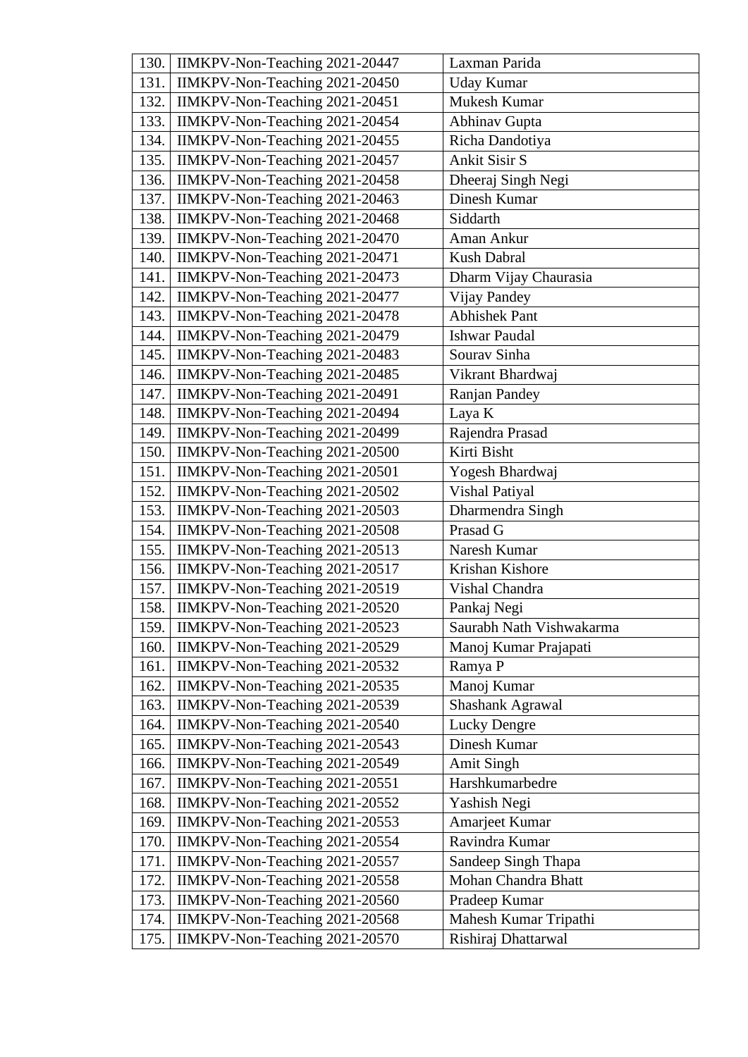| | | |
|---|---|---|
| 130. | IIMKPV-Non-Teaching 2021-20447 | Laxman Parida |
| 131. | IIMKPV-Non-Teaching 2021-20450 | Uday Kumar |
| 132. | IIMKPV-Non-Teaching 2021-20451 | Mukesh Kumar |
| 133. | IIMKPV-Non-Teaching 2021-20454 | Abhinav Gupta |
| 134. | IIMKPV-Non-Teaching 2021-20455 | Richa Dandotiya |
| 135. | IIMKPV-Non-Teaching 2021-20457 | Ankit Sisir S |
| 136. | IIMKPV-Non-Teaching 2021-20458 | Dheeraj Singh Negi |
| 137. | IIMKPV-Non-Teaching 2021-20463 | Dinesh Kumar |
| 138. | IIMKPV-Non-Teaching 2021-20468 | Siddarth |
| 139. | IIMKPV-Non-Teaching 2021-20470 | Aman Ankur |
| 140. | IIMKPV-Non-Teaching 2021-20471 | Kush Dabral |
| 141. | IIMKPV-Non-Teaching 2021-20473 | Dharm Vijay Chaurasia |
| 142. | IIMKPV-Non-Teaching 2021-20477 | Vijay Pandey |
| 143. | IIMKPV-Non-Teaching 2021-20478 | Abhishek Pant |
| 144. | IIMKPV-Non-Teaching 2021-20479 | Ishwar Paudal |
| 145. | IIMKPV-Non-Teaching 2021-20483 | Sourav Sinha |
| 146. | IIMKPV-Non-Teaching 2021-20485 | Vikrant Bhardwaj |
| 147. | IIMKPV-Non-Teaching 2021-20491 | Ranjan Pandey |
| 148. | IIMKPV-Non-Teaching 2021-20494 | Laya K |
| 149. | IIMKPV-Non-Teaching 2021-20499 | Rajendra Prasad |
| 150. | IIMKPV-Non-Teaching 2021-20500 | Kirti Bisht |
| 151. | IIMKPV-Non-Teaching 2021-20501 | Yogesh Bhardwaj |
| 152. | IIMKPV-Non-Teaching 2021-20502 | Vishal Patiyal |
| 153. | IIMKPV-Non-Teaching 2021-20503 | Dharmendra Singh |
| 154. | IIMKPV-Non-Teaching 2021-20508 | Prasad G |
| 155. | IIMKPV-Non-Teaching 2021-20513 | Naresh Kumar |
| 156. | IIMKPV-Non-Teaching 2021-20517 | Krishan Kishore |
| 157. | IIMKPV-Non-Teaching 2021-20519 | Vishal Chandra |
| 158. | IIMKPV-Non-Teaching 2021-20520 | Pankaj Negi |
| 159. | IIMKPV-Non-Teaching 2021-20523 | Saurabh Nath Vishwakarma |
| 160. | IIMKPV-Non-Teaching 2021-20529 | Manoj Kumar Prajapati |
| 161. | IIMKPV-Non-Teaching 2021-20532 | Ramya P |
| 162. | IIMKPV-Non-Teaching 2021-20535 | Manoj Kumar |
| 163. | IIMKPV-Non-Teaching 2021-20539 | Shashank Agrawal |
| 164. | IIMKPV-Non-Teaching 2021-20540 | Lucky Dengre |
| 165. | IIMKPV-Non-Teaching 2021-20543 | Dinesh Kumar |
| 166. | IIMKPV-Non-Teaching 2021-20549 | Amit Singh |
| 167. | IIMKPV-Non-Teaching 2021-20551 | Harshkumarbedre |
| 168. | IIMKPV-Non-Teaching 2021-20552 | Yashish Negi |
| 169. | IIMKPV-Non-Teaching 2021-20553 | Amarjeet Kumar |
| 170. | IIMKPV-Non-Teaching 2021-20554 | Ravindra Kumar |
| 171. | IIMKPV-Non-Teaching 2021-20557 | Sandeep Singh Thapa |
| 172. | IIMKPV-Non-Teaching 2021-20558 | Mohan Chandra Bhatt |
| 173. | IIMKPV-Non-Teaching 2021-20560 | Pradeep Kumar |
| 174. | IIMKPV-Non-Teaching 2021-20568 | Mahesh Kumar Tripathi |
| 175. | IIMKPV-Non-Teaching 2021-20570 | Rishiraj Dhattarwal |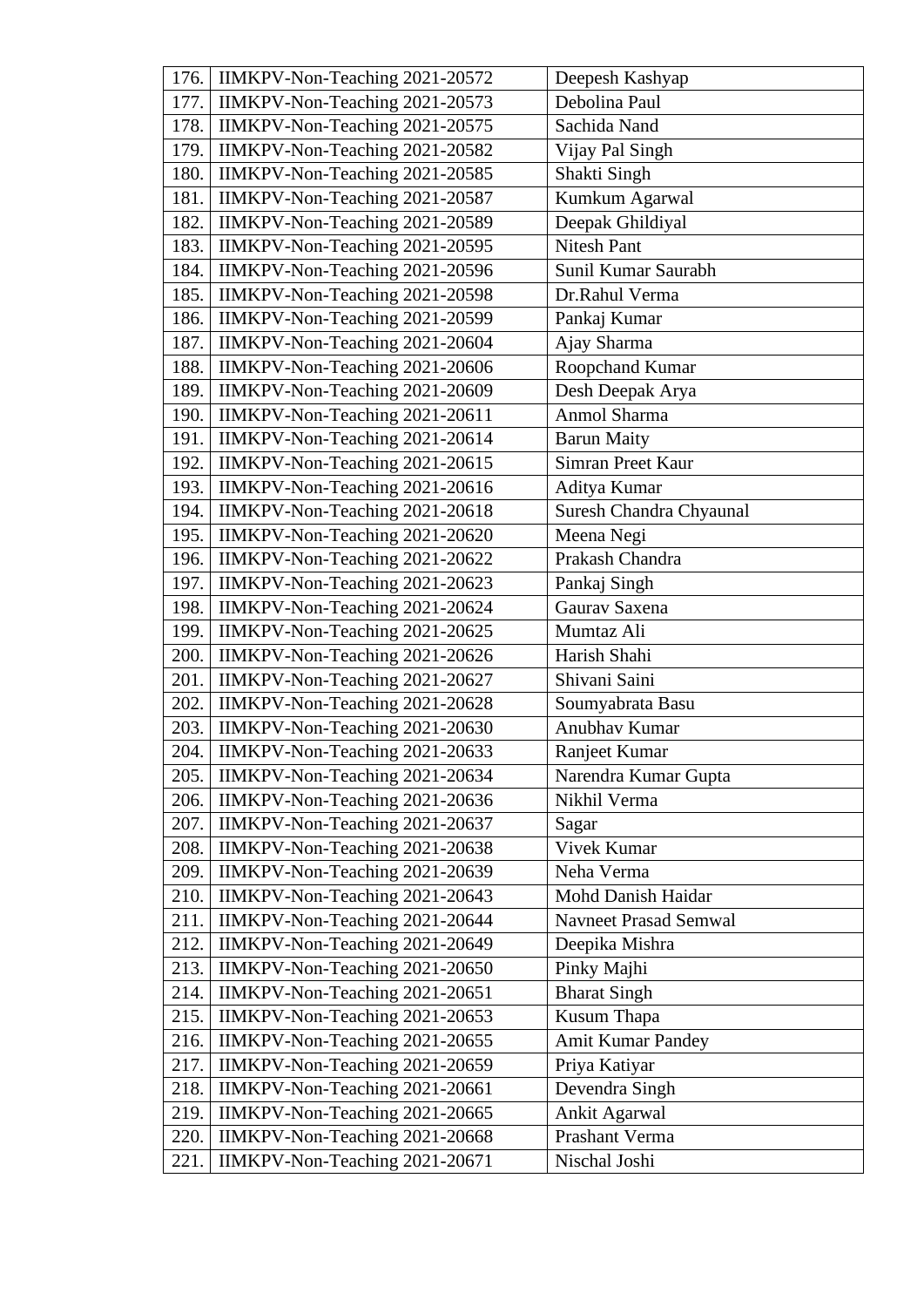| | | |
|---|---|---|
| 176. | IIMKPV-Non-Teaching 2021-20572 | Deepesh Kashyap |
| 177. | IIMKPV-Non-Teaching 2021-20573 | Debolina Paul |
| 178. | IIMKPV-Non-Teaching 2021-20575 | Sachida Nand |
| 179. | IIMKPV-Non-Teaching 2021-20582 | Vijay Pal Singh |
| 180. | IIMKPV-Non-Teaching 2021-20585 | Shakti Singh |
| 181. | IIMKPV-Non-Teaching 2021-20587 | Kumkum Agarwal |
| 182. | IIMKPV-Non-Teaching 2021-20589 | Deepak Ghildiyal |
| 183. | IIMKPV-Non-Teaching 2021-20595 | Nitesh Pant |
| 184. | IIMKPV-Non-Teaching 2021-20596 | Sunil Kumar Saurabh |
| 185. | IIMKPV-Non-Teaching 2021-20598 | Dr.Rahul Verma |
| 186. | IIMKPV-Non-Teaching 2021-20599 | Pankaj Kumar |
| 187. | IIMKPV-Non-Teaching 2021-20604 | Ajay Sharma |
| 188. | IIMKPV-Non-Teaching 2021-20606 | Roopchand Kumar |
| 189. | IIMKPV-Non-Teaching 2021-20609 | Desh Deepak Arya |
| 190. | IIMKPV-Non-Teaching 2021-20611 | Anmol Sharma |
| 191. | IIMKPV-Non-Teaching 2021-20614 | Barun Maity |
| 192. | IIMKPV-Non-Teaching 2021-20615 | Simran Preet Kaur |
| 193. | IIMKPV-Non-Teaching 2021-20616 | Aditya Kumar |
| 194. | IIMKPV-Non-Teaching 2021-20618 | Suresh Chandra Chyaunal |
| 195. | IIMKPV-Non-Teaching 2021-20620 | Meena Negi |
| 196. | IIMKPV-Non-Teaching 2021-20622 | Prakash Chandra |
| 197. | IIMKPV-Non-Teaching 2021-20623 | Pankaj Singh |
| 198. | IIMKPV-Non-Teaching 2021-20624 | Gaurav Saxena |
| 199. | IIMKPV-Non-Teaching 2021-20625 | Mumtaz Ali |
| 200. | IIMKPV-Non-Teaching 2021-20626 | Harish Shahi |
| 201. | IIMKPV-Non-Teaching 2021-20627 | Shivani Saini |
| 202. | IIMKPV-Non-Teaching 2021-20628 | Soumyabrata Basu |
| 203. | IIMKPV-Non-Teaching 2021-20630 | Anubhav Kumar |
| 204. | IIMKPV-Non-Teaching 2021-20633 | Ranjeet Kumar |
| 205. | IIMKPV-Non-Teaching 2021-20634 | Narendra Kumar Gupta |
| 206. | IIMKPV-Non-Teaching 2021-20636 | Nikhil Verma |
| 207. | IIMKPV-Non-Teaching 2021-20637 | Sagar |
| 208. | IIMKPV-Non-Teaching 2021-20638 | Vivek Kumar |
| 209. | IIMKPV-Non-Teaching 2021-20639 | Neha Verma |
| 210. | IIMKPV-Non-Teaching 2021-20643 | Mohd Danish Haidar |
| 211. | IIMKPV-Non-Teaching 2021-20644 | Navneet Prasad Semwal |
| 212. | IIMKPV-Non-Teaching 2021-20649 | Deepika Mishra |
| 213. | IIMKPV-Non-Teaching 2021-20650 | Pinky Majhi |
| 214. | IIMKPV-Non-Teaching 2021-20651 | Bharat Singh |
| 215. | IIMKPV-Non-Teaching 2021-20653 | Kusum Thapa |
| 216. | IIMKPV-Non-Teaching 2021-20655 | Amit Kumar Pandey |
| 217. | IIMKPV-Non-Teaching 2021-20659 | Priya Katiyar |
| 218. | IIMKPV-Non-Teaching 2021-20661 | Devendra Singh |
| 219. | IIMKPV-Non-Teaching 2021-20665 | Ankit Agarwal |
| 220. | IIMKPV-Non-Teaching 2021-20668 | Prashant Verma |
| 221. | IIMKPV-Non-Teaching 2021-20671 | Nischal Joshi |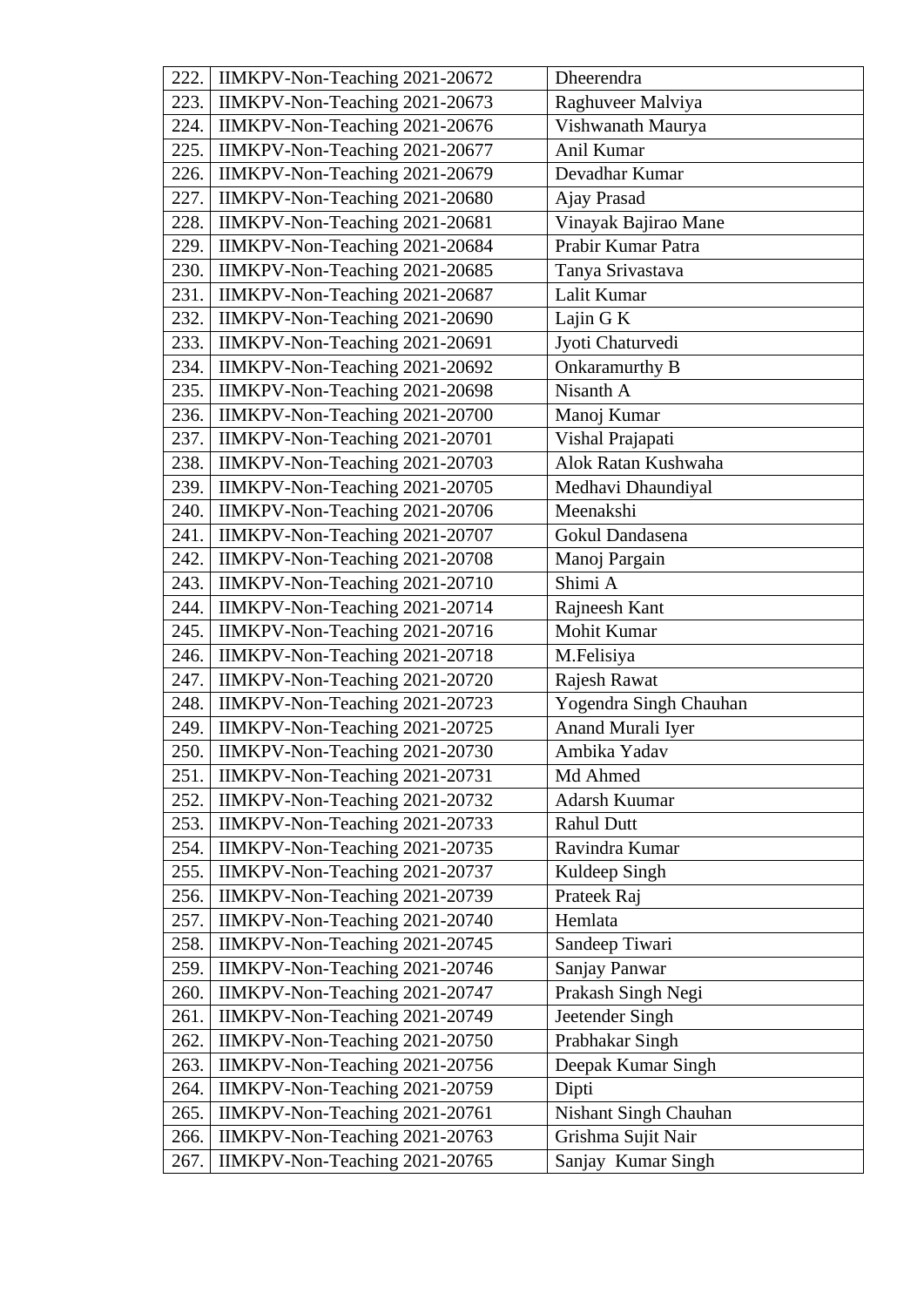| | | |
|---|---|---|
| 222. | IIMKPV-Non-Teaching 2021-20672 | Dheerendra |
| 223. | IIMKPV-Non-Teaching 2021-20673 | Raghuveer Malviya |
| 224. | IIMKPV-Non-Teaching 2021-20676 | Vishwanath Maurya |
| 225. | IIMKPV-Non-Teaching 2021-20677 | Anil Kumar |
| 226. | IIMKPV-Non-Teaching 2021-20679 | Devadhar Kumar |
| 227. | IIMKPV-Non-Teaching 2021-20680 | Ajay Prasad |
| 228. | IIMKPV-Non-Teaching 2021-20681 | Vinayak Bajirao Mane |
| 229. | IIMKPV-Non-Teaching 2021-20684 | Prabir Kumar Patra |
| 230. | IIMKPV-Non-Teaching 2021-20685 | Tanya Srivastava |
| 231. | IIMKPV-Non-Teaching 2021-20687 | Lalit Kumar |
| 232. | IIMKPV-Non-Teaching 2021-20690 | Lajin G K |
| 233. | IIMKPV-Non-Teaching 2021-20691 | Jyoti Chaturvedi |
| 234. | IIMKPV-Non-Teaching 2021-20692 | Onkaramurthy B |
| 235. | IIMKPV-Non-Teaching 2021-20698 | Nisanth A |
| 236. | IIMKPV-Non-Teaching 2021-20700 | Manoj Kumar |
| 237. | IIMKPV-Non-Teaching 2021-20701 | Vishal Prajapati |
| 238. | IIMKPV-Non-Teaching 2021-20703 | Alok Ratan Kushwaha |
| 239. | IIMKPV-Non-Teaching 2021-20705 | Medhavi Dhaundiyal |
| 240. | IIMKPV-Non-Teaching 2021-20706 | Meenakshi |
| 241. | IIMKPV-Non-Teaching 2021-20707 | Gokul Dandasena |
| 242. | IIMKPV-Non-Teaching 2021-20708 | Manoj Pargain |
| 243. | IIMKPV-Non-Teaching 2021-20710 | Shimi A |
| 244. | IIMKPV-Non-Teaching 2021-20714 | Rajneesh Kant |
| 245. | IIMKPV-Non-Teaching 2021-20716 | Mohit Kumar |
| 246. | IIMKPV-Non-Teaching 2021-20718 | M.Felisiya |
| 247. | IIMKPV-Non-Teaching 2021-20720 | Rajesh Rawat |
| 248. | IIMKPV-Non-Teaching 2021-20723 | Yogendra Singh Chauhan |
| 249. | IIMKPV-Non-Teaching 2021-20725 | Anand Murali Iyer |
| 250. | IIMKPV-Non-Teaching 2021-20730 | Ambika Yadav |
| 251. | IIMKPV-Non-Teaching 2021-20731 | Md Ahmed |
| 252. | IIMKPV-Non-Teaching 2021-20732 | Adarsh Kuumar |
| 253. | IIMKPV-Non-Teaching 2021-20733 | Rahul Dutt |
| 254. | IIMKPV-Non-Teaching 2021-20735 | Ravindra Kumar |
| 255. | IIMKPV-Non-Teaching 2021-20737 | Kuldeep Singh |
| 256. | IIMKPV-Non-Teaching 2021-20739 | Prateek Raj |
| 257. | IIMKPV-Non-Teaching 2021-20740 | Hemlata |
| 258. | IIMKPV-Non-Teaching 2021-20745 | Sandeep Tiwari |
| 259. | IIMKPV-Non-Teaching 2021-20746 | Sanjay Panwar |
| 260. | IIMKPV-Non-Teaching 2021-20747 | Prakash Singh Negi |
| 261. | IIMKPV-Non-Teaching 2021-20749 | Jeetender Singh |
| 262. | IIMKPV-Non-Teaching 2021-20750 | Prabhakar Singh |
| 263. | IIMKPV-Non-Teaching 2021-20756 | Deepak Kumar Singh |
| 264. | IIMKPV-Non-Teaching 2021-20759 | Dipti |
| 265. | IIMKPV-Non-Teaching 2021-20761 | Nishant Singh Chauhan |
| 266. | IIMKPV-Non-Teaching 2021-20763 | Grishma Sujit Nair |
| 267. | IIMKPV-Non-Teaching 2021-20765 | Sanjay Kumar Singh |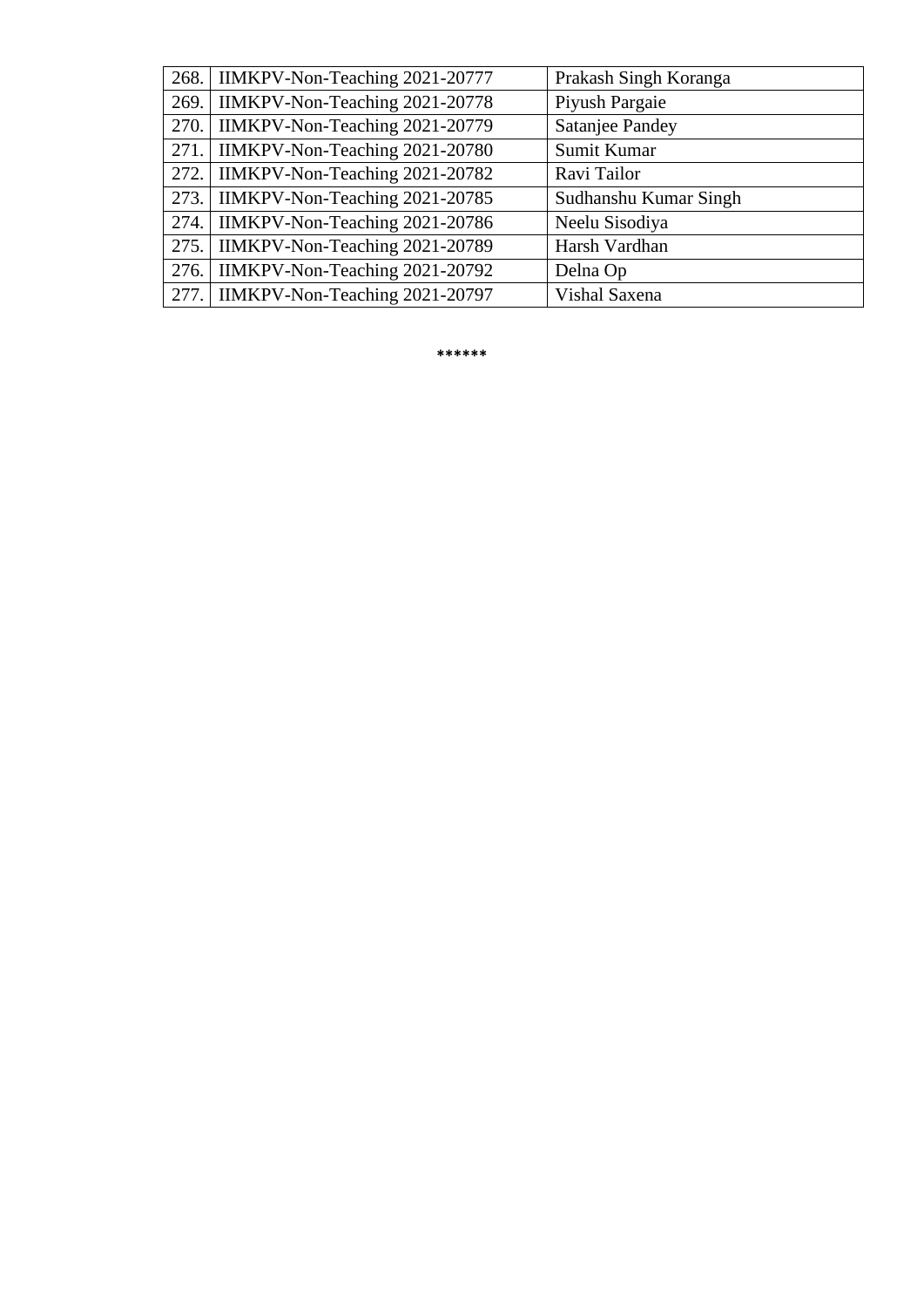| | | |
|---|---|---|
| 268. | IIMKPV-Non-Teaching 2021-20777 | Prakash Singh Koranga |
| 269. | IIMKPV-Non-Teaching 2021-20778 | Piyush Pargaie |
| 270. | IIMKPV-Non-Teaching 2021-20779 | Satanjee Pandey |
| 271. | IIMKPV-Non-Teaching 2021-20780 | Sumit Kumar |
| 272. | IIMKPV-Non-Teaching 2021-20782 | Ravi Tailor |
| 273. | IIMKPV-Non-Teaching 2021-20785 | Sudhanshu Kumar Singh |
| 274. | IIMKPV-Non-Teaching 2021-20786 | Neelu Sisodiya |
| 275. | IIMKPV-Non-Teaching 2021-20789 | Harsh Vardhan |
| 276. | IIMKPV-Non-Teaching 2021-20792 | Delna Op |
| 277. | IIMKPV-Non-Teaching 2021-20797 | Vishal Saxena |

******